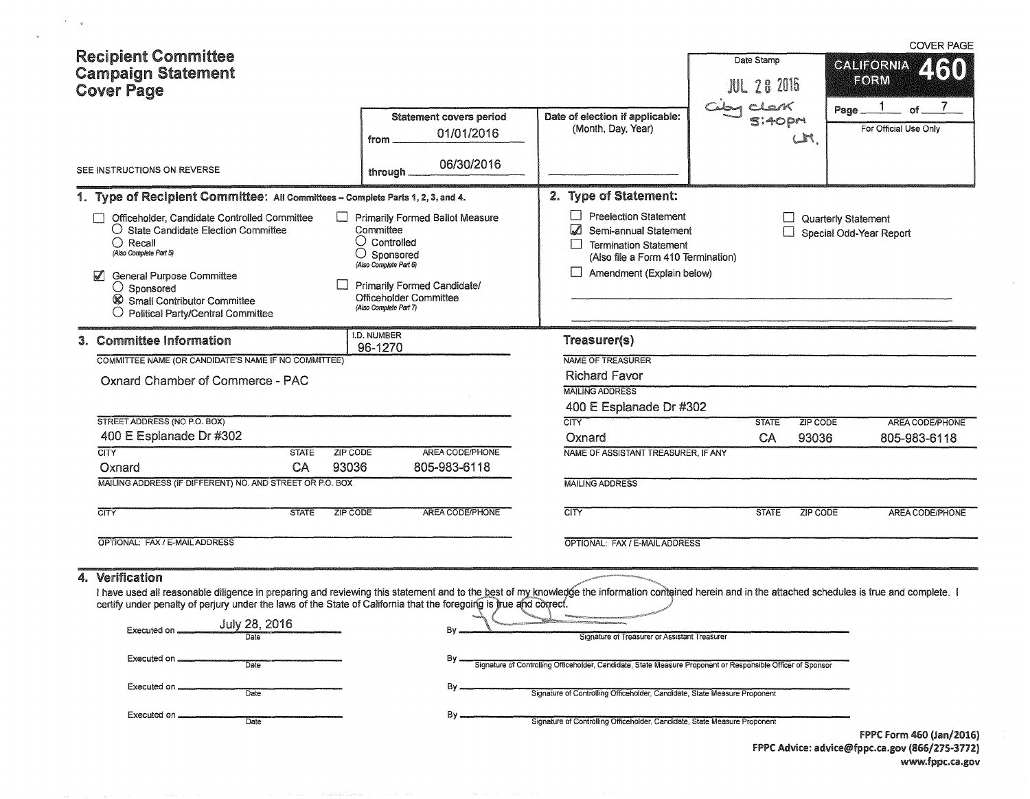COVER PAGE

# Recipient Committee Campaign Statement Cover Page

**CALIFORNIA FORM 460**

Page 1 of 7

For Official Use Only

Date Stamp: JUL 28 2016 — City clerk 5:40pm

SEE INSTRUCTIONS ON REVERSE

**Statement covers period**
from 01/01/2016
through 06/30/2016

**Date of election if applicable:** (Month, Day, Year)

## 1. Type of Recipient Committee: All Committees – Complete Parts 1, 2, 3, and 4.

- ☐ Officeholder, Candidate Controlled Committee
  - ○ State Candidate Election Committee
  - ○ Recall (Also Complete Part 5)
- ☑ General Purpose Committee
  - ○ Sponsored
  - ⊗ Small Contributor Committee
  - ○ Political Party/Central Committee
- ☐ Primarily Formed Ballot Measure Committee
  - ○ Controlled
  - ○ Sponsored (Also Complete Part 6)
- ☐ Primarily Formed Candidate/Officeholder Committee (Also Complete Part 7)

## 2. Type of Statement:

- ☐ Preelection Statement
- ☑ Semi-annual Statement
- ☐ Termination Statement (Also file a Form 410 Termination)
- ☐ Amendment (Explain below)
- ☐ Quarterly Statement
- ☐ Special Odd-Year Report

## 3. Committee Information

I.D. NUMBER: 96-1270

COMMITTEE NAME (OR CANDIDATE'S NAME IF NO COMMITTEE): Oxnard Chamber of Commerce - PAC

STREET ADDRESS (NO P.O. BOX): 400 E Esplanade Dr #302

| CITY | STATE | ZIP CODE | AREA CODE/PHONE |
|---|---|---|---|
| Oxnard | CA | 93036 | 805-983-6118 |

MAILING ADDRESS (IF DIFFERENT) NO. AND STREET OR P.O. BOX:

| CITY | STATE | ZIP CODE | AREA CODE/PHONE |
|---|---|---|---|
| | | | |

OPTIONAL: FAX / E-MAIL ADDRESS:

### Treasurer(s)

NAME OF TREASURER: Richard Favor

MAILING ADDRESS: 400 E Esplanade Dr #302

| CITY | STATE | ZIP CODE | AREA CODE/PHONE |
|---|---|---|---|
| Oxnard | CA | 93036 | 805-983-6118 |

NAME OF ASSISTANT TREASURER, IF ANY:

MAILING ADDRESS:

| CITY | STATE | ZIP CODE | AREA CODE/PHONE |
|---|---|---|---|
| | | | |

OPTIONAL: FAX / E-MAIL ADDRESS:

## 4. Verification

I have used all reasonable diligence in preparing and reviewing this statement and to the best of my knowledge the information contained herein and in the attached schedules is true and complete. I certify under penalty of perjury under the laws of the State of California that the foregoing is true and correct.

Executed on July 28, 2016 (Date) By [signature] Signature of Treasurer or Assistant Treasurer

Executed on ________ (Date) By ________ Signature of Controlling Officeholder, Candidate, State Measure Proponent or Responsible Officer of Sponsor

Executed on ________ (Date) By ________ Signature of Controlling Officeholder, Candidate, State Measure Proponent

Executed on ________ (Date) By ________ Signature of Controlling Officeholder, Candidate, State Measure Proponent

FPPC Form 460 (Jan/2016)
FPPC Advice: advice@fppc.ca.gov (866/275-3772)
www.fppc.ca.gov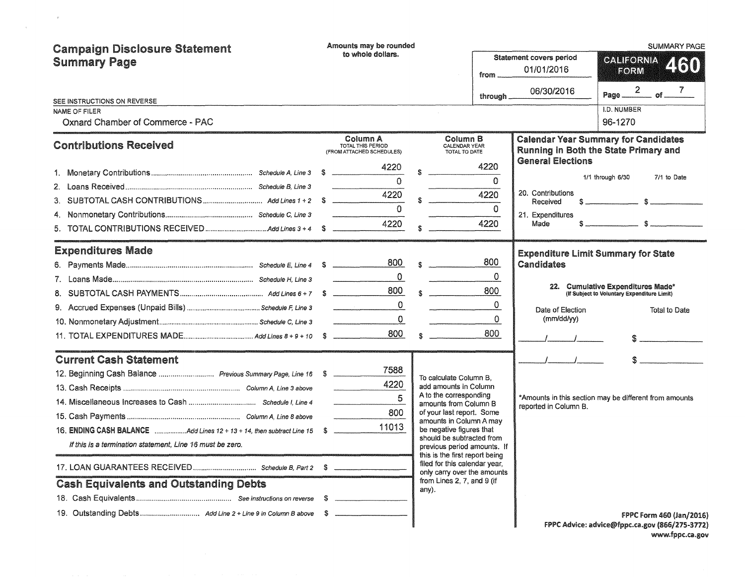# Campaign Disclosure Statement Summary Page

Amounts may be rounded to whole dollars.

SEE INSTRUCTIONS ON REVERSE

Statement covers period from 01/01/2016 through 06/30/2016

**CALIFORNIA FORM 460** — SUMMARY PAGE

NAME OF FILER: Oxnard Chamber of Commerce - PAC

I.D. NUMBER: 96-1270

## Contributions Received

| | | Column A TOTAL THIS PERIOD (FROM ATTACHED SCHEDULES) | Column B CALENDAR YEAR TOTAL TO DATE |
|---|---|---|---|
| 1. Monetary Contributions | Schedule A, Line 3 | $ 4220 | $ 4220 |
| 2. Loans Received | Schedule B, Line 3 | 0 | 0 |
| 3. SUBTOTAL CASH CONTRIBUTIONS | Add Lines 1 + 2 | $ 4220 | $ 4220 |
| 4. Nonmonetary Contributions | Schedule C, Line 3 | 0 | 0 |
| 5. TOTAL CONTRIBUTIONS RECEIVED | Add Lines 3 + 4 | $ 4220 | $ 4220 |

## Expenditures Made

| | | Column A | Column B |
|---|---|---|---|
| 6. Payments Made | Schedule E, Line 4 | $ 800 | $ 800 |
| 7. Loans Made | Schedule H, Line 3 | 0 | 0 |
| 8. SUBTOTAL CASH PAYMENTS | Add Lines 6 + 7 | $ 800 | $ 800 |
| 9. Accrued Expenses (Unpaid Bills) | Schedule F, Line 3 | 0 | 0 |
| 10. Nonmonetary Adjustment | Schedule C, Line 3 | 0 | 0 |
| 11. TOTAL EXPENDITURES MADE | Add Lines 8 + 9 + 10 | $ 800 | $ 800 |

## Current Cash Statement

| | | |
|---|---|---|
| 12. Beginning Cash Balance | Previous Summary Page, Line 16 | $ 7588 |
| 13. Cash Receipts | Column A, Line 3 above | 4220 |
| 14. Miscellaneous Increases to Cash | Schedule I, Line 4 | 5 |
| 15. Cash Payments | Column A, Line 8 above | 800 |
| 16. **ENDING CASH BALANCE** | Add Lines 12 + 13 + 14, then subtract Line 15 | $ 11013 |

*If this is a termination statement, Line 16 must be zero.*

17. LOAN GUARANTEES RECEIVED ... Schedule B, Part 2 $ ______

To calculate Column B, add amounts in Column A to the corresponding amounts from Column B of your last report. Some amounts in Column A may be negative figures that should be subtracted from previous period amounts. If this is the first report being filed for this calendar year, only carry over the amounts from Lines 2, 7, and 9 (if any).

## Cash Equivalents and Outstanding Debts

18. Cash Equivalents ... See instructions on reverse $ ______

19. Outstanding Debts ... Add Line 2 + Line 9 in Column B above $ ______

## Calendar Year Summary for Candidates Running in Both the State Primary and General Elections

| | 1/1 through 6/30 | 7/1 to Date |
|---|---|---|
| 20. Contributions Received | $ | $ |
| 21. Expenditures Made | $ | $ |

## Expenditure Limit Summary for State Candidates

22. Cumulative Expenditures Made* (If Subject to Voluntary Expenditure Limit)

| Date of Election (mm/dd/yy) | Total to Date |
|---|---|
| ___/___/___ | $ |
| ___/___/___ | $ |

*Amounts in this section may be different from amounts reported in Column B.

FPPC Form 460 (Jan/2016)
FPPC Advice: advice@fppc.ca.gov (866/275-3772)
www.fppc.ca.gov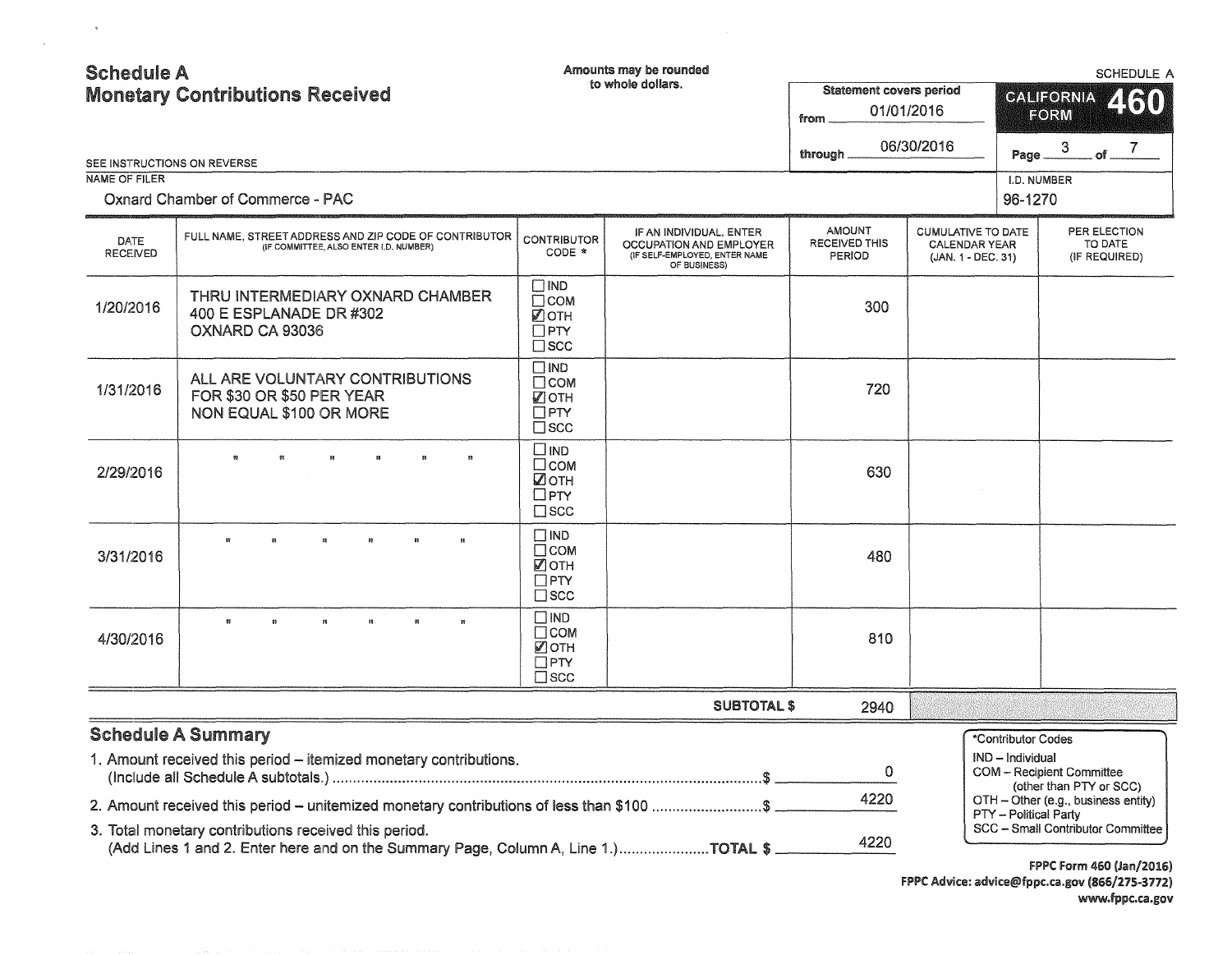# Schedule A
## Monetary Contributions Received

Amounts may be rounded to whole dollars.

SCHEDULE A

CALIFORNIA FORM 460

Statement covers period from 01/01/2016 through 06/30/2016

SEE INSTRUCTIONS ON REVERSE

NAME OF FILER: Oxnard Chamber of Commerce - PAC

I.D. NUMBER: 96-1270

| DATE RECEIVED | FULL NAME, STREET ADDRESS AND ZIP CODE OF CONTRIBUTOR (IF COMMITTEE, ALSO ENTER I.D. NUMBER) | CONTRIBUTOR CODE * | IF AN INDIVIDUAL, ENTER OCCUPATION AND EMPLOYER (IF SELF-EMPLOYED, ENTER NAME OF BUSINESS) | AMOUNT RECEIVED THIS PERIOD | CUMULATIVE TO DATE CALENDAR YEAR (JAN. 1 - DEC. 31) | PER ELECTION TO DATE (IF REQUIRED) |
|---|---|---|---|---|---|---|
| 1/20/2016 | THRU INTERMEDIARY OXNARD CHAMBER<br>400 E ESPLANADE DR #302<br>OXNARD CA 93036 | ☐ IND ☐ COM ☑ OTH ☐ PTY ☐ SCC | | 300 | | |
| 1/31/2016 | ALL ARE VOLUNTARY CONTRIBUTIONS<br>FOR $30 OR $50 PER YEAR<br>NON EQUAL $100 OR MORE | ☐ IND ☐ COM ☑ OTH ☐ PTY ☐ SCC | | 720 | | |
| 2/29/2016 | " " " " " " | ☐ IND ☐ COM ☑ OTH ☐ PTY ☐ SCC | | 630 | | |
| 3/31/2016 | " " " " " " | ☐ IND ☐ COM ☑ OTH ☐ PTY ☐ SCC | | 480 | | |
| 4/30/2016 | " " " " " " | ☐ IND ☐ COM ☑ OTH ☐ PTY ☐ SCC | | 810 | | |
| | | | SUBTOTAL $ | 2940 | | |

### Schedule A Summary

1. Amount received this period – itemized monetary contributions. (Include all Schedule A subtotals.) .......... $ 0
2. Amount received this period – unitemized monetary contributions of less than $100 .......... $ 4220
3. Total monetary contributions received this period. (Add Lines 1 and 2. Enter here and on the Summary Page, Column A, Line 1.) .......... TOTAL $ 4220

*Contributor Codes
- IND – Individual
- COM – Recipient Committee (other than PTY or SCC)
- OTH – Other (e.g., business entity)
- PTY – Political Party
- SCC – Small Contributor Committee

FPPC Form 460 (Jan/2016)
FPPC Advice: advice@fppc.ca.gov (866/275-3772)
www.fppc.ca.gov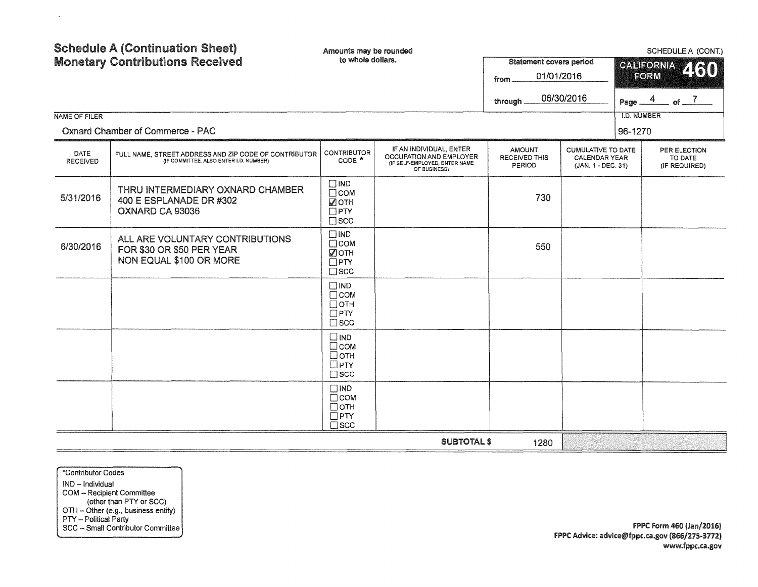# Schedule A (Continuation Sheet)
# Monetary Contributions Received

Amounts may be rounded to whole dollars.

SCHEDULE A (CONT.)

**CALIFORNIA FORM 460**

Statement covers period
from 01/01/2016
through 06/30/2016

Page 4 of 7

NAME OF FILER: Oxnard Chamber of Commerce - PAC

I.D. NUMBER: 96-1270

| DATE RECEIVED | FULL NAME, STREET ADDRESS AND ZIP CODE OF CONTRIBUTOR (IF COMMITTEE, ALSO ENTER I.D. NUMBER) | CONTRIBUTOR CODE * | IF AN INDIVIDUAL, ENTER OCCUPATION AND EMPLOYER (IF SELF-EMPLOYED, ENTER NAME OF BUSINESS) | AMOUNT RECEIVED THIS PERIOD | CUMULATIVE TO DATE CALENDAR YEAR (JAN. 1 - DEC. 31) | PER ELECTION TO DATE (IF REQUIRED) |
|---|---|---|---|---|---|---|
| 5/31/2016 | THRU INTERMEDIARY OXNARD CHAMBER 400 E ESPLANADE DR #302 OXNARD CA 93036 | ☐ IND ☐ COM ☑ OTH ☐ PTY ☐ SCC | | 730 | | |
| 6/30/2016 | ALL ARE VOLUNTARY CONTRIBUTIONS FOR $30 OR $50 PER YEAR NON EQUAL $100 OR MORE | ☐ IND ☐ COM ☑ OTH ☐ PTY ☐ SCC | | 550 | | |
| | | ☐ IND ☐ COM ☐ OTH ☐ PTY ☐ SCC | | | | |
| | | ☐ IND ☐ COM ☐ OTH ☐ PTY ☐ SCC | | | | |
| | | ☐ IND ☐ COM ☐ OTH ☐ PTY ☐ SCC | | | | |
| | | | **SUBTOTAL $** | 1280 | | |

*Contributor Codes
IND – Individual
COM – Recipient Committee (other than PTY or SCC)
OTH – Other (e.g., business entity)
PTY – Political Party
SCC – Small Contributor Committee

FPPC Form 460 (Jan/2016)
FPPC Advice: advice@fppc.ca.gov (866/275-3772)
www.fppc.ca.gov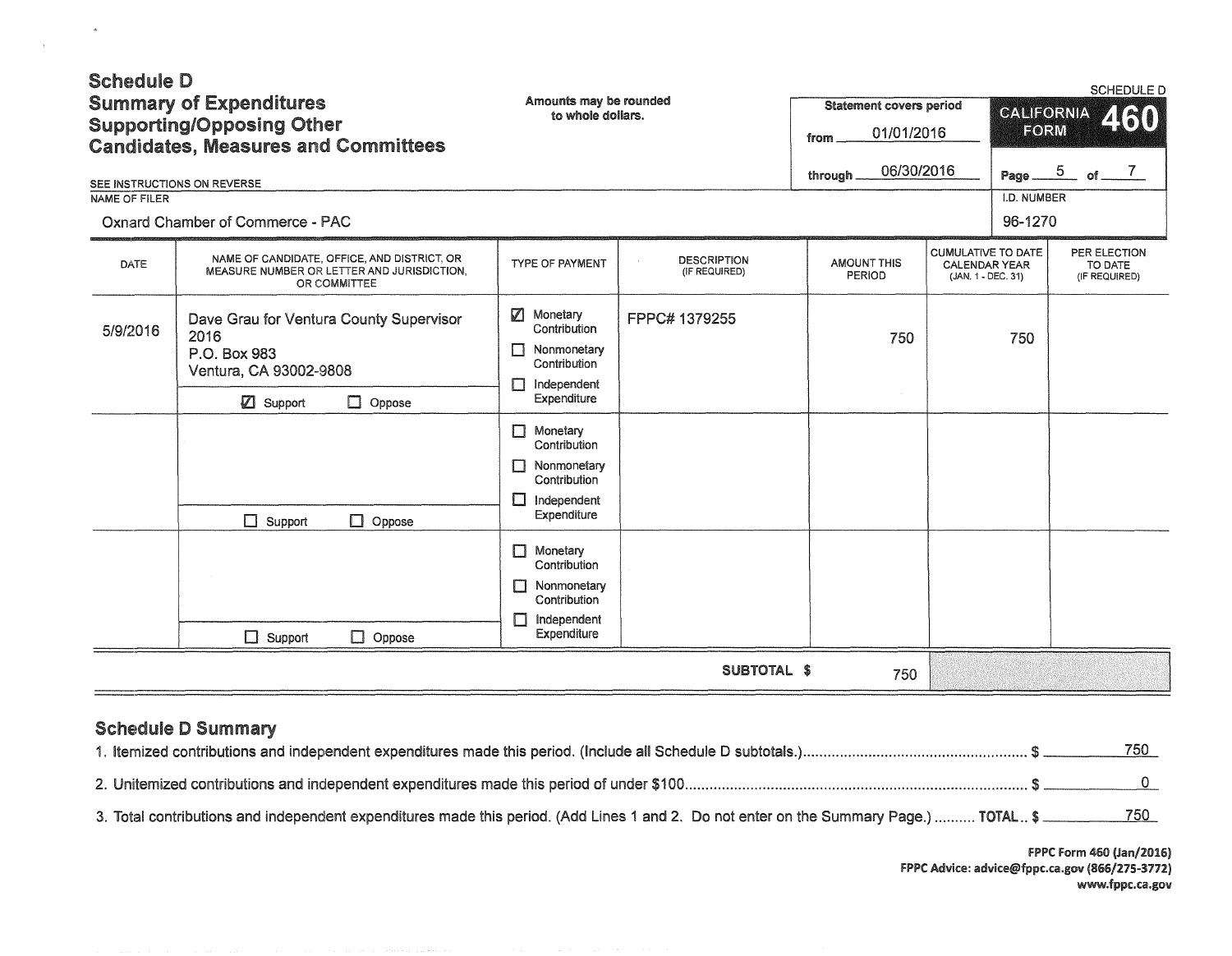# Schedule D
## Summary of Expenditures Supporting/Opposing Other Candidates, Measures and Committees

Amounts may be rounded to whole dollars.

SEE INSTRUCTIONS ON REVERSE

Statement covers period from 01/01/2016 through 06/30/2016

SCHEDULE D — CALIFORNIA FORM 460

NAME OF FILER: Oxnard Chamber of Commerce - PAC

I.D. NUMBER: 96-1270

| DATE | NAME OF CANDIDATE, OFFICE, AND DISTRICT, OR MEASURE NUMBER OR LETTER AND JURISDICTION, OR COMMITTEE | TYPE OF PAYMENT | DESCRIPTION (IF REQUIRED) | AMOUNT THIS PERIOD | CUMULATIVE TO DATE CALENDAR YEAR (JAN. 1 - DEC. 31) | PER ELECTION TO DATE (IF REQUIRED) |
|---|---|---|---|---|---|---|
| 5/9/2016 | Dave Grau for Ventura County Supervisor 2016<br>P.O. Box 983<br>Ventura, CA 93002-9808<br>☑ Support ☐ Oppose | ☑ Monetary Contribution<br>☐ Nonmonetary Contribution<br>☐ Independent Expenditure | FPPC# 1379255 | 750 | 750 | |
| | ☐ Support ☐ Oppose | ☐ Monetary Contribution<br>☐ Nonmonetary Contribution<br>☐ Independent Expenditure | | | | |
| | ☐ Support ☐ Oppose | ☐ Monetary Contribution<br>☐ Nonmonetary Contribution<br>☐ Independent Expenditure | | | | |
| | | | SUBTOTAL $ | 750 | | |

## Schedule D Summary

1. Itemized contributions and independent expenditures made this period. (Include all Schedule D subtotals.) $ 750
2. Unitemized contributions and independent expenditures made this period of under $100 $ 0
3. Total contributions and independent expenditures made this period. (Add Lines 1 and 2. Do not enter on the Summary Page.) TOTAL $ 750

FPPC Form 460 (Jan/2016)
FPPC Advice: advice@fppc.ca.gov (866/275-3772)
www.fppc.ca.gov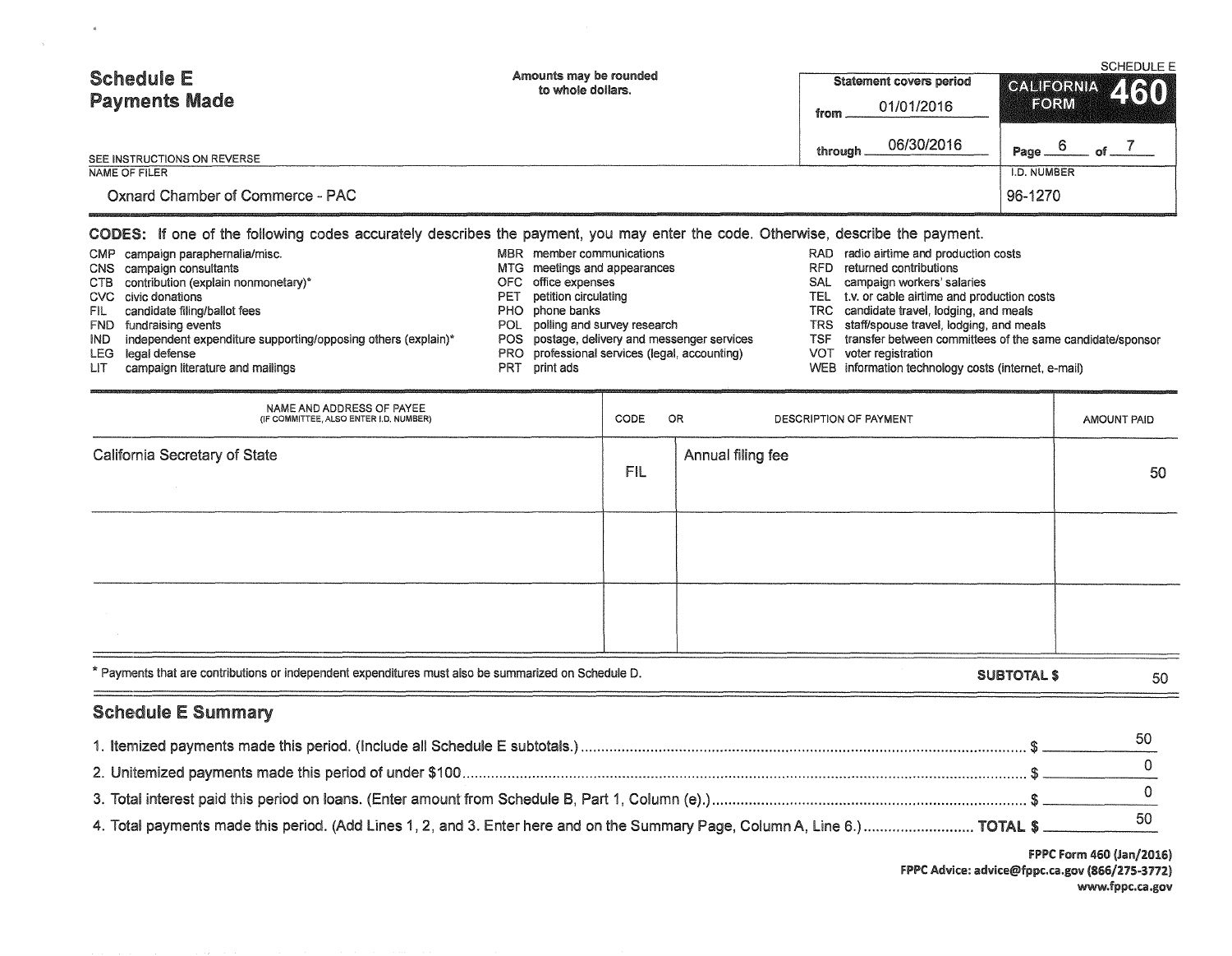# Schedule E
## Payments Made

Amounts may be rounded to whole dollars.

SEE INSTRUCTIONS ON REVERSE

| Statement covers period | |
|---|---|
| from | 01/01/2016 |
| through | 06/30/2016 |

SCHEDULE E
**CALIFORNIA FORM 460**

Page 6 of 7

NAME OF FILER: Oxnard Chamber of Commerce - PAC

I.D. NUMBER: 96-1270

**CODES:** If one of the following codes accurately describes the payment, you may enter the code. Otherwise, describe the payment.

- CMP campaign paraphernalia/misc.
- CNS campaign consultants
- CTB contribution (explain nonmonetary)*
- CVC civic donations
- FIL candidate filing/ballot fees
- FND fundraising events
- IND independent expenditure supporting/opposing others (explain)*
- LEG legal defense
- LIT campaign literature and mailings
- MBR member communications
- MTG meetings and appearances
- OFC office expenses
- PET petition circulating
- PHO phone banks
- POL polling and survey research
- POS postage, delivery and messenger services
- PRO professional services (legal, accounting)
- PRT print ads
- RAD radio airtime and production costs
- RFD returned contributions
- SAL campaign workers' salaries
- TEL t.v. or cable airtime and production costs
- TRC candidate travel, lodging, and meals
- TRS staff/spouse travel, lodging, and meals
- TSF transfer between committees of the same candidate/sponsor
- VOT voter registration
- WEB information technology costs (internet, e-mail)

| NAME AND ADDRESS OF PAYEE (IF COMMITTEE, ALSO ENTER I.D. NUMBER) | CODE | OR DESCRIPTION OF PAYMENT | AMOUNT PAID |
|---|---|---|---|
| California Secretary of State | FIL | Annual filing fee | 50 |
| | | | |
| | | | |

\* Payments that are contributions or independent expenditures must also be summarized on Schedule D.

**SUBTOTAL $** 50

## Schedule E Summary

1. Itemized payments made this period. (Include all Schedule E subtotals.) $ 50
2. Unitemized payments made this period of under $100 $ 0
3. Total interest paid this period on loans. (Enter amount from Schedule B, Part 1, Column (e).) $ 0
4. Total payments made this period. (Add Lines 1, 2, and 3. Enter here and on the Summary Page, Column A, Line 6.) **TOTAL $** 50

FPPC Form 460 (Jan/2016)
FPPC Advice: advice@fppc.ca.gov (866/275-3772)
www.fppc.ca.gov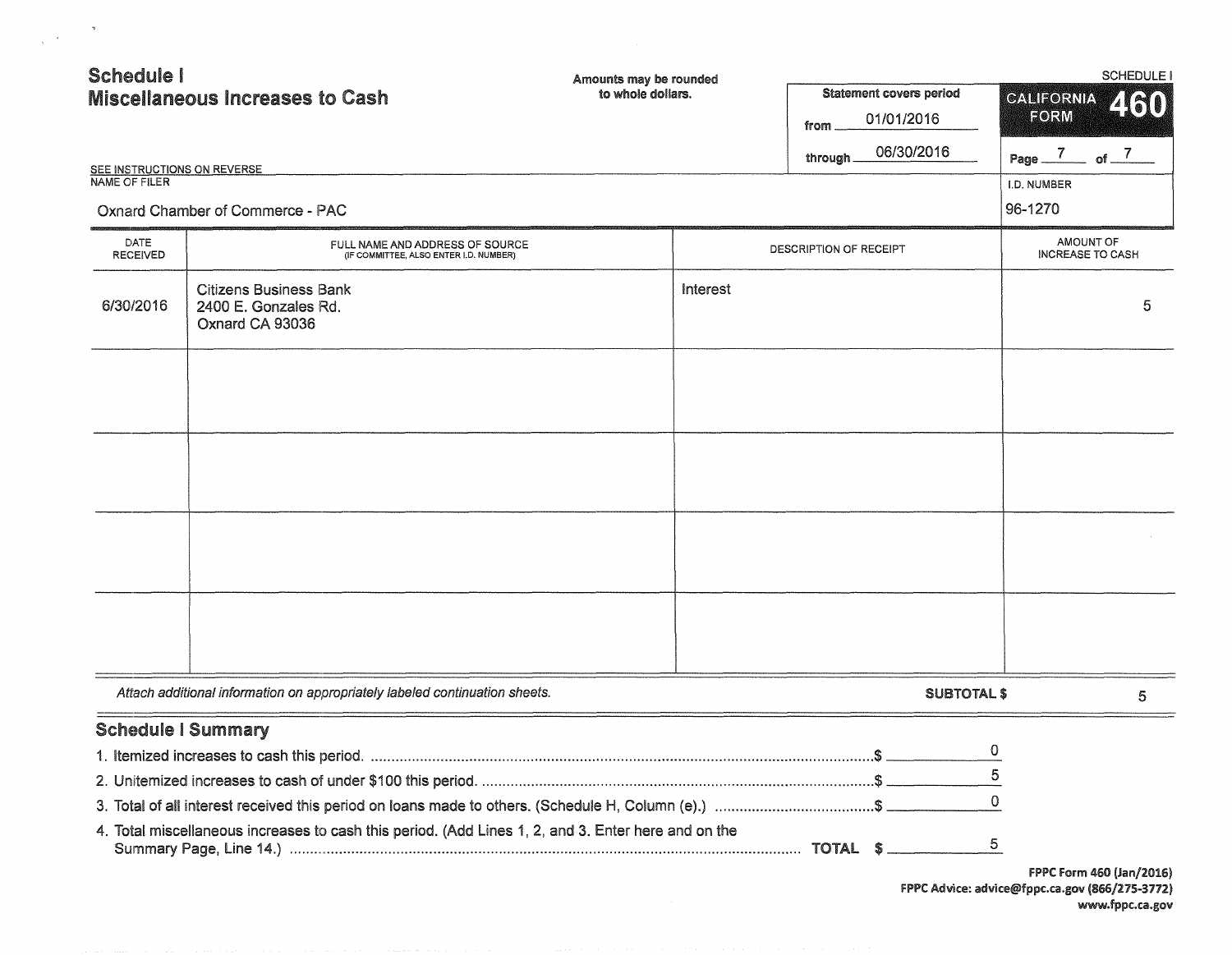# Schedule I
## Miscellaneous Increases to Cash

Amounts may be rounded to whole dollars.

SCHEDULE I

**CALIFORNIA FORM 460**

Statement covers period
from 01/01/2016
through 06/30/2016

SEE INSTRUCTIONS ON REVERSE

NAME OF FILER: Oxnard Chamber of Commerce - PAC

I.D. NUMBER: 96-1270

| DATE RECEIVED | FULL NAME AND ADDRESS OF SOURCE (IF COMMITTEE, ALSO ENTER I.D. NUMBER) | DESCRIPTION OF RECEIPT | AMOUNT OF INCREASE TO CASH |
|---|---|---|---|
| 6/30/2016 | Citizens Business Bank<br>2400 E. Gonzales Rd.<br>Oxnard CA 93036 | Interest | 5 |
| | | | |
| | | | |
| | | | |
| | | | |

*Attach additional information on appropriately labeled continuation sheets.* **SUBTOTAL $** 5

### Schedule I Summary

1. Itemized increases to cash this period. ....................$ 0
2. Unitemized increases to cash of under $100 this period. ....................$ 5
3. Total of all interest received this period on loans made to others. (Schedule H, Column (e).) ....................$ 0
4. Total miscellaneous increases to cash this period. (Add Lines 1, 2, and 3. Enter here and on the Summary Page, Line 14.) .................... **TOTAL $** 5

FPPC Form 460 (Jan/2016)
FPPC Advice: advice@fppc.ca.gov (866/275-3772)
www.fppc.ca.gov